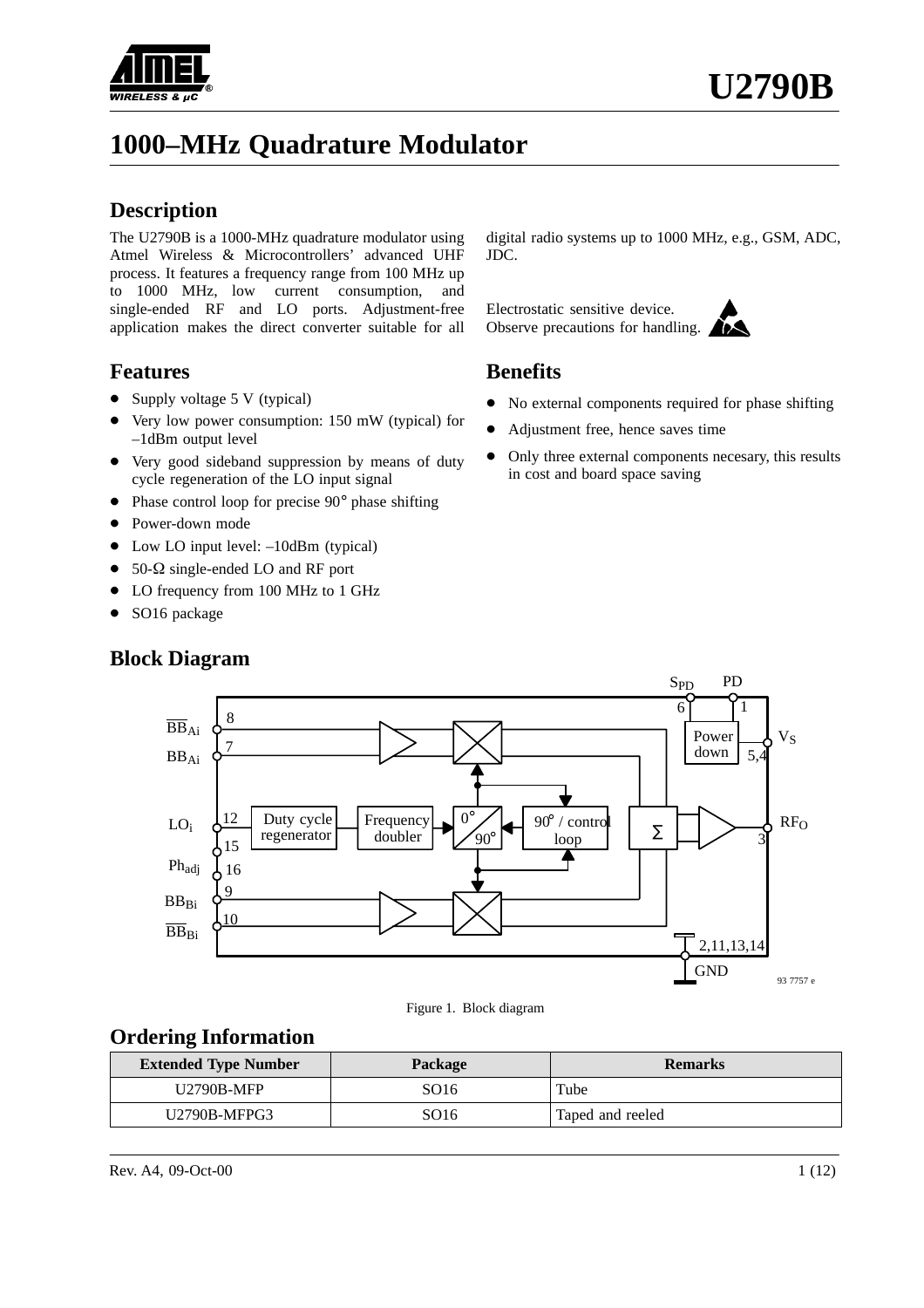# U2790B

# 1000–MHz Quadrature Modulator

## Description

The U2790B is a 1000-MHz quadrature modulator using Atmel Wireless & Microcontrollers' advanced UHF process. It features a frequency range from 100 MHz up to 1000 MHz, low current consumption, and single-ended RF and LO ports. Adjustment-free application makes the direct converter suitable for all digital radio systems up to 1000 MHz, e.g., GSM, ADC, JDC.

Electrostatic sensitive device.
Observe precautions for handling.

## Features

- Supply voltage 5 V (typical)
- Very low power consumption: 150 mW (typical) for –1dBm output level
- Very good sideband suppression by means of duty cycle regeneration of the LO input signal
- Phase control loop for precise 90° phase shifting
- Power-down mode
- Low LO input level: –10dBm (typical)
- 50-Ω single-ended LO and RF port
- LO frequency from 100 MHz to 1 GHz
- SO16 package

## Benefits

- No external components required for phase shifting
- Adjustment free, hence saves time
- Only three external components necesary, this results in cost and board space saving

## Block Diagram

Figure 1. Block diagram

## Ordering Information

| Extended Type Number | Package | Remarks |
|---|---|---|
| U2790B-MFP | SO16 | Tube |
| U2790B-MFPG3 | SO16 | Taped and reeled |

Rev. A4, 09-Oct-00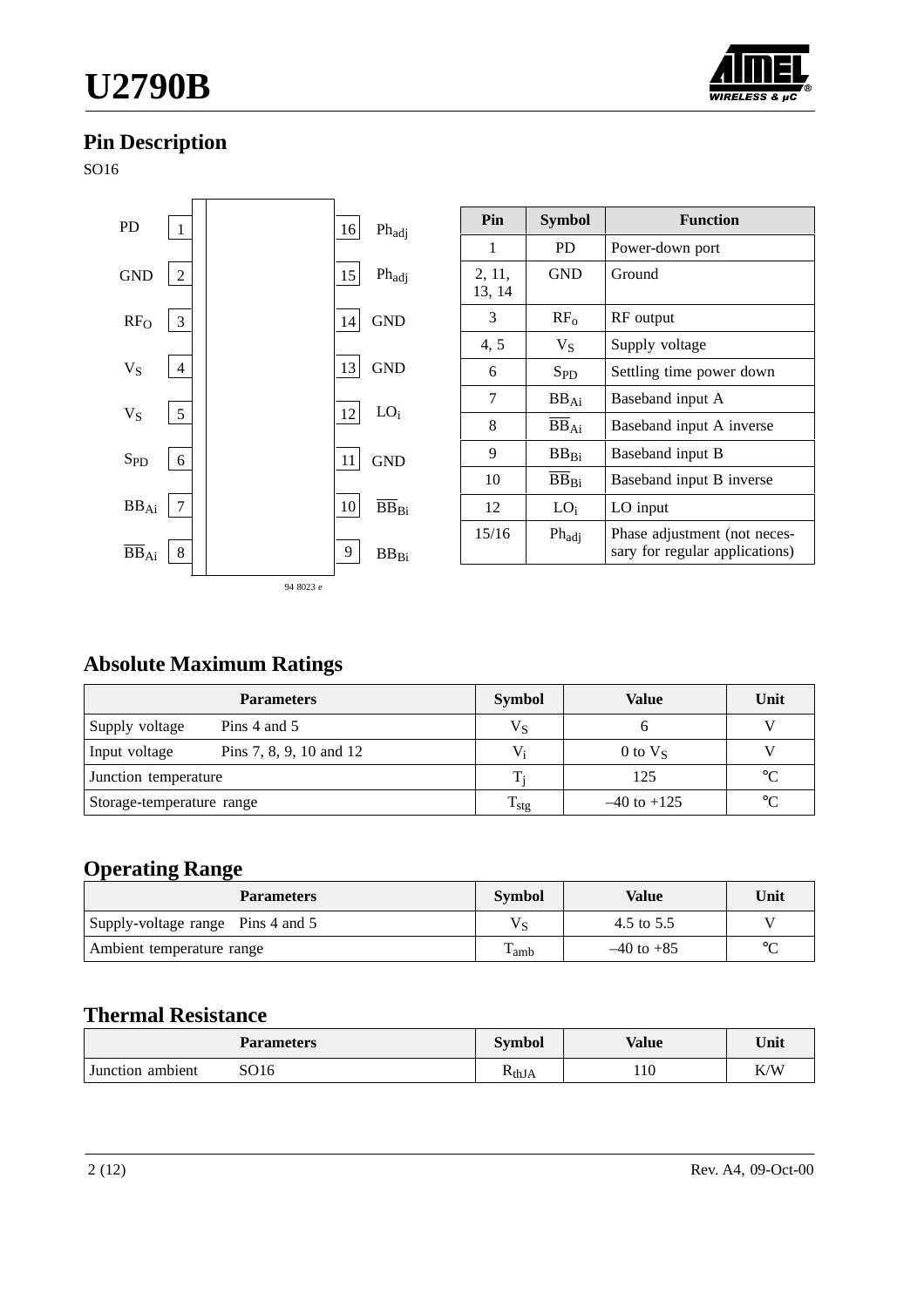## Pin Description

SO16

| Pin | Symbol | Function |
| --- | --- | --- |
| 1 | PD | Power-down port |
| 2, 11, 13, 14 | GND | Ground |
| 3 | $RF_o$ | RF output |
| 4, 5 | $V_S$ | Supply voltage |
| 6 | $S_{PD}$ | Settling time power down |
| 7 | $BB_{Ai}$ | Baseband input A |
| 8 | $\overline{BB}_{Ai}$ | Baseband input A inverse |
| 9 | $BB_{Bi}$ | Baseband input B |
| 10 | $\overline{BB}_{Bi}$ | Baseband input B inverse |
| 12 | $LO_i$ | LO input |
| 15/16 | $Ph_{adj}$ | Phase adjustment (not necessary for regular applications) |

## Absolute Maximum Ratings

| Parameters | | Symbol | Value | Unit |
| --- | --- | --- | --- | --- |
| Supply voltage | Pins 4 and 5 | $V_S$ | 6 | V |
| Input voltage | Pins 7, 8, 9, 10 and 12 | $V_i$ | 0 to $V_S$ | V |
| Junction temperature | | $T_j$ | 125 | °C |
| Storage-temperature range | | $T_{stg}$ | –40 to +125 | °C |

## Operating Range

| Parameters | | Symbol | Value | Unit |
| --- | --- | --- | --- | --- |
| Supply-voltage range | Pins 4 and 5 | $V_S$ | 4.5 to 5.5 | V |
| Ambient temperature range | | $T_{amb}$ | –40 to +85 | °C |

## Thermal Resistance

| Parameters | | Symbol | Value | Unit |
| --- | --- | --- | --- | --- |
| Junction ambient | SO16 | $R_{thJA}$ | 110 | K/W |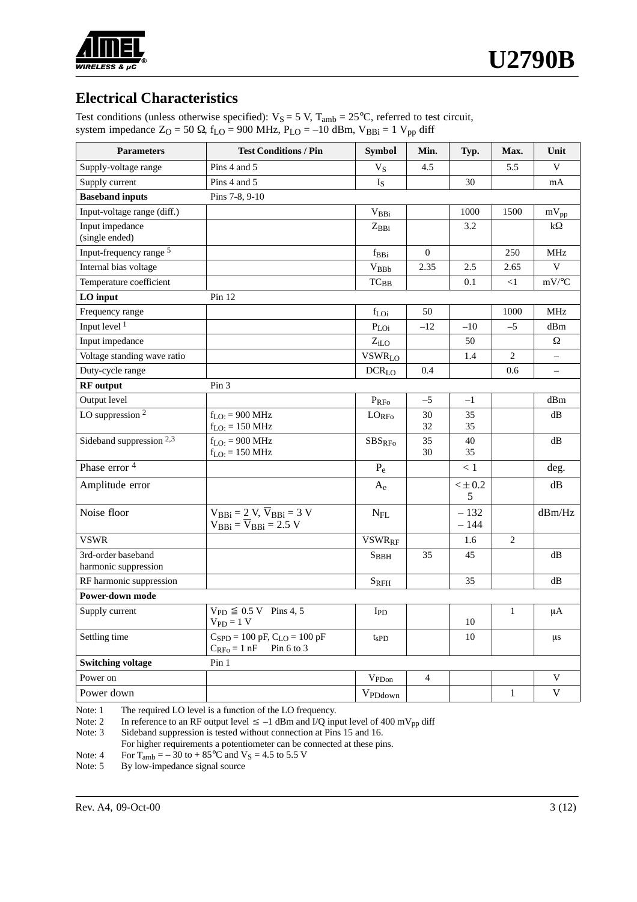## Electrical Characteristics

Test conditions (unless otherwise specified): $V_S$ = 5 V, $T_{amb}$ = 25°C, referred to test circuit, system impedance $Z_O$ = 50 Ω, $f_{LO}$ = 900 MHz, $P_{LO}$ = –10 dBm, $V_{BBi}$ = 1 $V_{pp}$ diff

| Parameters | Test Conditions / Pin | Symbol | Min. | Typ. | Max. | Unit |
|---|---|---|---|---|---|---|
| Supply-voltage range | Pins 4 and 5 | $V_S$ | 4.5 | | 5.5 | V |
| Supply current | Pins 4 and 5 | $I_S$ | | 30 | | mA |
| **Baseband inputs** | Pins 7-8, 9-10 | | | | | |
| Input-voltage range (diff.) | | $V_{BBi}$ | | 1000 | 1500 | $mV_{pp}$ |
| Input impedance (single ended) | | $Z_{BBi}$ | | 3.2 | | kΩ |
| Input-frequency range [5] | | $f_{BBi}$ | 0 | | 250 | MHz |
| Internal bias voltage | | $V_{BBb}$ | 2.35 | 2.5 | 2.65 | V |
| Temperature coefficient | | $TC_{BB}$ | | 0.1 | <1 | mV/°C |
| **LO input** | Pin 12 | | | | | |
| Frequency range | | $f_{LOi}$ | 50 | | 1000 | MHz |
| Input level [1] | | $P_{LOi}$ | –12 | –10 | –5 | dBm |
| Input impedance | | $Z_{iLO}$ | | 50 | | Ω |
| Voltage standing wave ratio | | $VSWR_{LO}$ | | 1.4 | 2 | – |
| Duty-cycle range | | $DCR_{LO}$ | 0.4 | | 0.6 | – |
| **RF output** | Pin 3 | | | | | |
| Output level | | $P_{RFo}$ | –5 | –1 | | dBm |
| LO suppression [2] | $f_{LO:}$ = 900 MHz<br>$f_{LO:}$ = 150 MHz | $LO_{RFo}$ | 30<br>32 | 35<br>35 | | dB |
| Sideband suppression [2,3] | $f_{LO:}$ = 900 MHz<br>$f_{LO:}$ = 150 MHz | $SBS_{RFo}$ | 35<br>30 | 40<br>35 | | dB |
| Phase error [4] | | $P_e$ | | < 1 | | deg. |
| Amplitude error | | $A_e$ | | < ± 0.25 | | dB |
| Noise floor | $V_{BBi}$ = 2 V, $\overline{V}_{BBi}$ = 3 V<br>$V_{BBi}$ = $\overline{V}_{BBi}$ = 2.5 V | $N_{FL}$ | | – 132<br>– 144 | | dBm/Hz |
| VSWR | | $VSWR_{RF}$ | | 1.6 | 2 | |
| 3rd-order baseband harmonic suppression | | $S_{BBH}$ | 35 | 45 | | dB |
| RF harmonic suppression | | $S_{RFH}$ | | 35 | | dB |
| **Power-down mode** | | | | | | |
| Supply current | $V_{PD}$ ≦ 0.5 V Pins 4, 5<br>$V_{PD}$ = 1 V | $I_{PD}$ | | <br>10 | 1 | µA |
| Settling time | $C_{SPD}$ = 100 pF, $C_{LO}$ = 100 pF<br>$C_{RFo}$ = 1 nF Pin 6 to 3 | $t_{sPD}$ | | 10 | | µs |
| **Switching voltage** | Pin 1 | | | | | |
| Power on | | $V_{PDon}$ | 4 | | | V |
| Power down | | $V_{PDdown}$ | | | 1 | V |

Note: 1 The required LO level is a function of the LO frequency.
Note: 2 In reference to an RF output level ≤ –1 dBm and I/Q input level of 400 $mV_{pp}$ diff
Note: 3 Sideband suppression is tested without connection at Pins 15 and 16.
For higher requirements a potentiometer can be connected at these pins.
Note: 4 For $T_{amb}$ = – 30 to + 85°C and $V_S$ = 4.5 to 5.5 V
Note: 5 By low-impedance signal source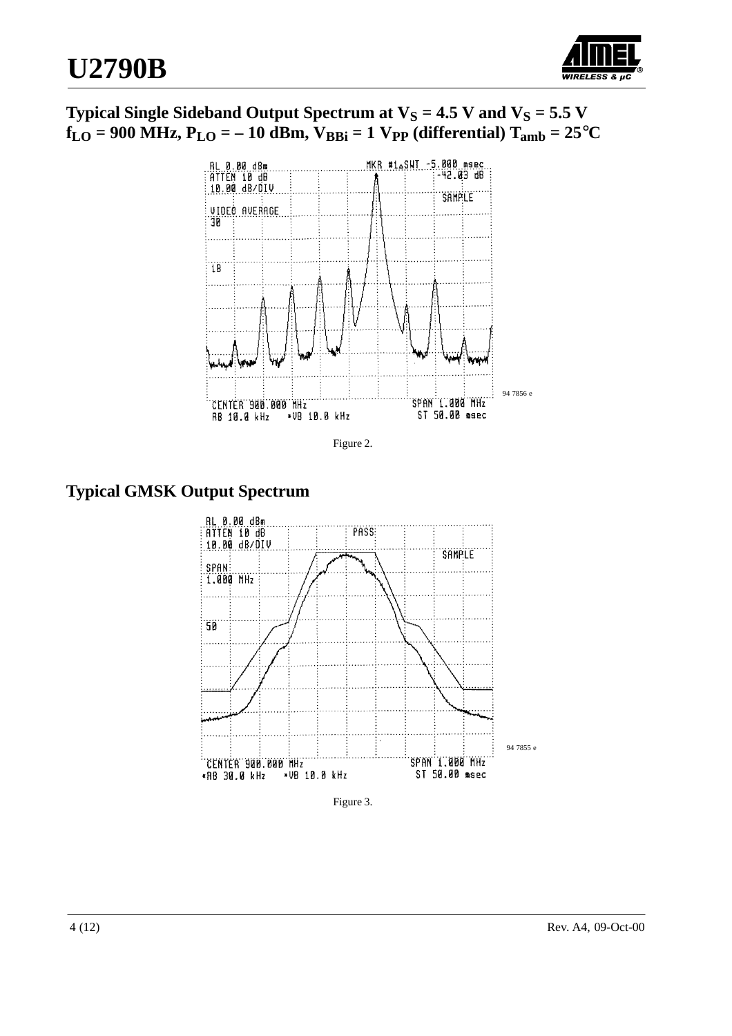## Typical Single Sideband Output Spectrum at $V_S$ = 4.5 V and $V_S$ = 5.5 V $f_{LO}$ = 900 MHz, $P_{LO}$ = – 10 dBm, $V_{BBi}$ = 1 $V_{PP}$ (differential) $T_{amb}$ = 25°C

Figure 2.

## Typical GMSK Output Spectrum

Figure 3.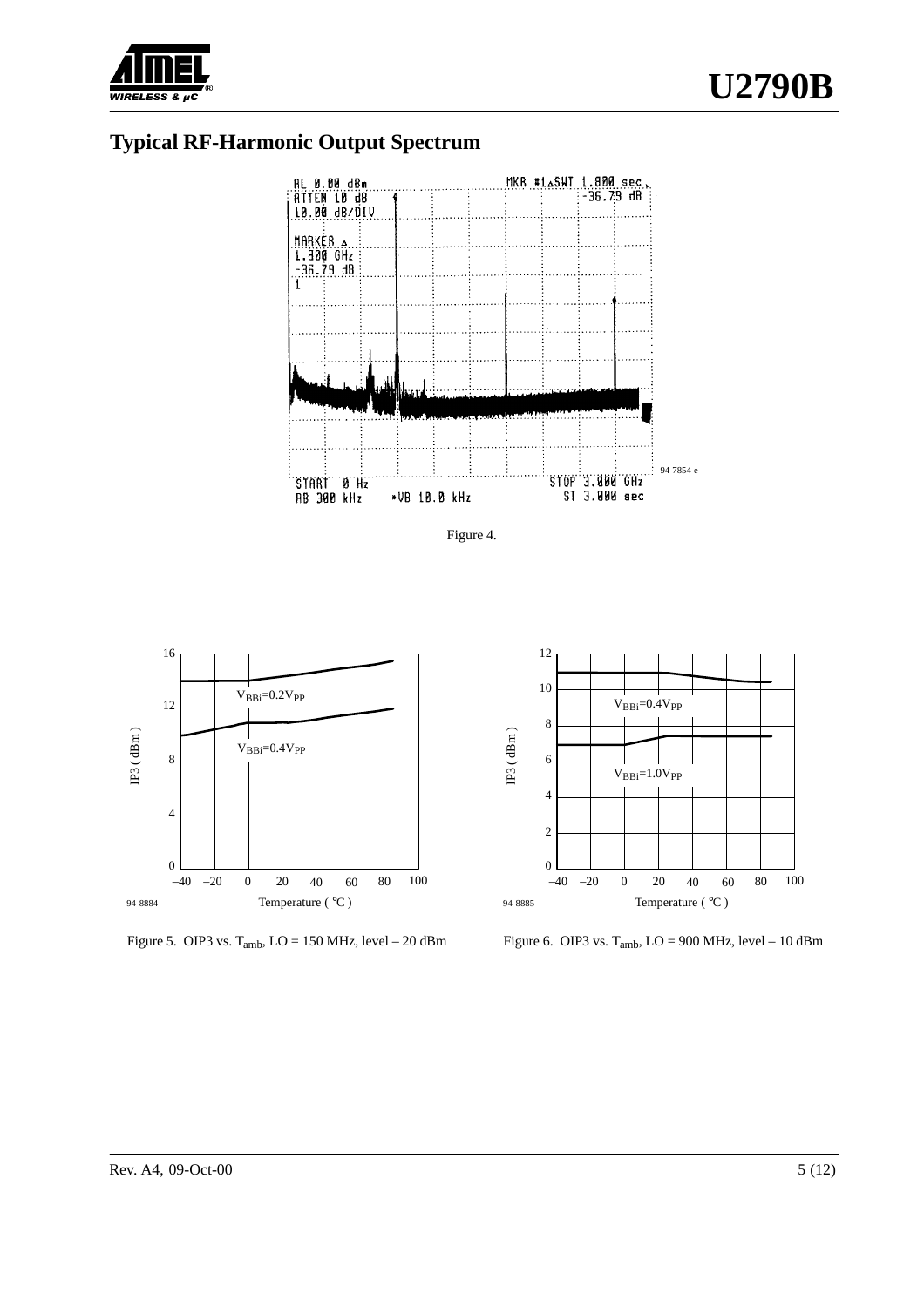## Typical RF-Harmonic Output Spectrum

Figure 4.

Figure 5. OIP3 vs. $T_{amb}$, LO = 150 MHz, level – 20 dBm

Figure 6. OIP3 vs. $T_{amb}$, LO = 900 MHz, level – 10 dBm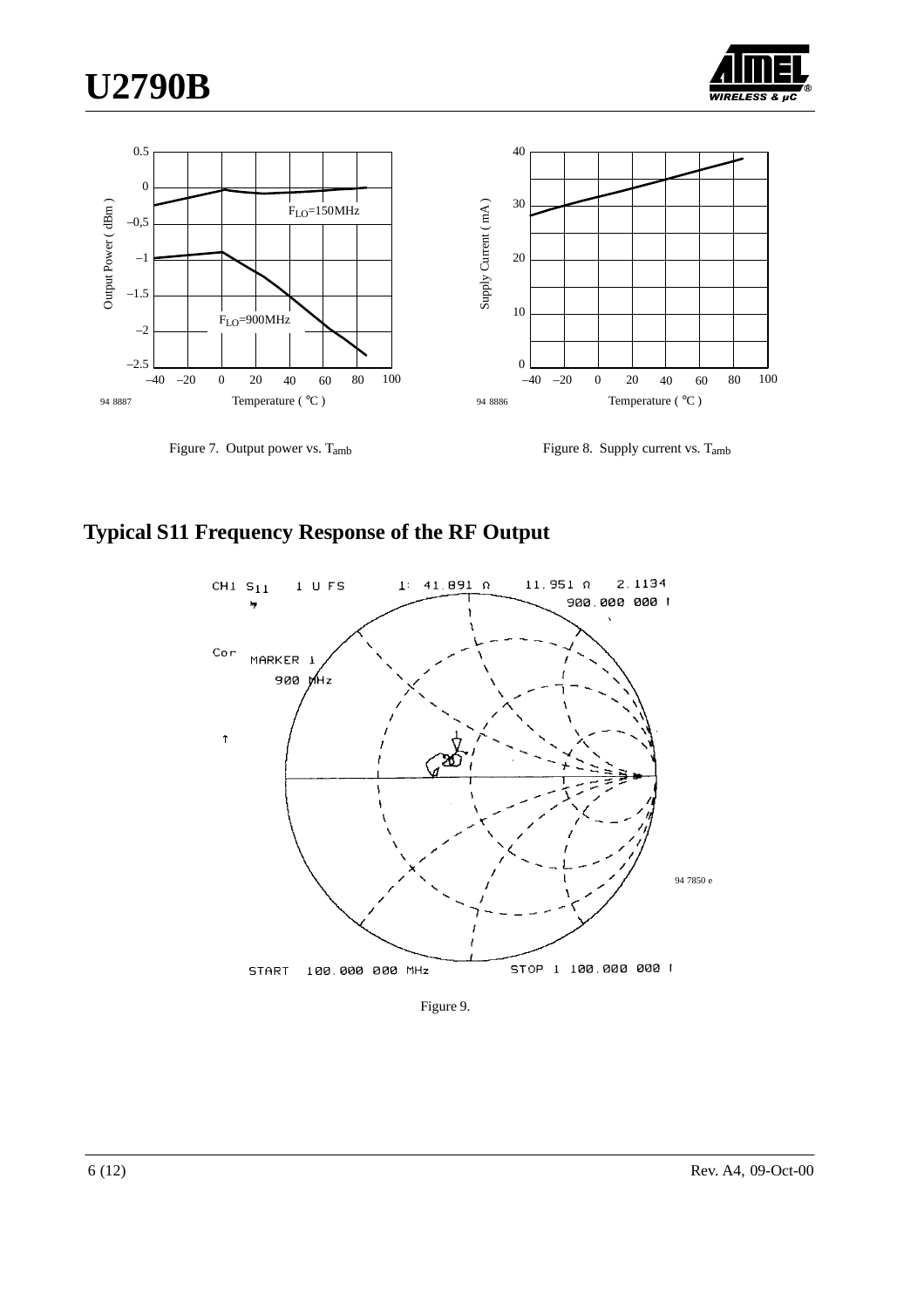Figure 7. Output power vs. $T_{amb}$

Figure 8. Supply current vs. $T_{amb}$

## Typical S11 Frequency Response of the RF Output

Figure 9.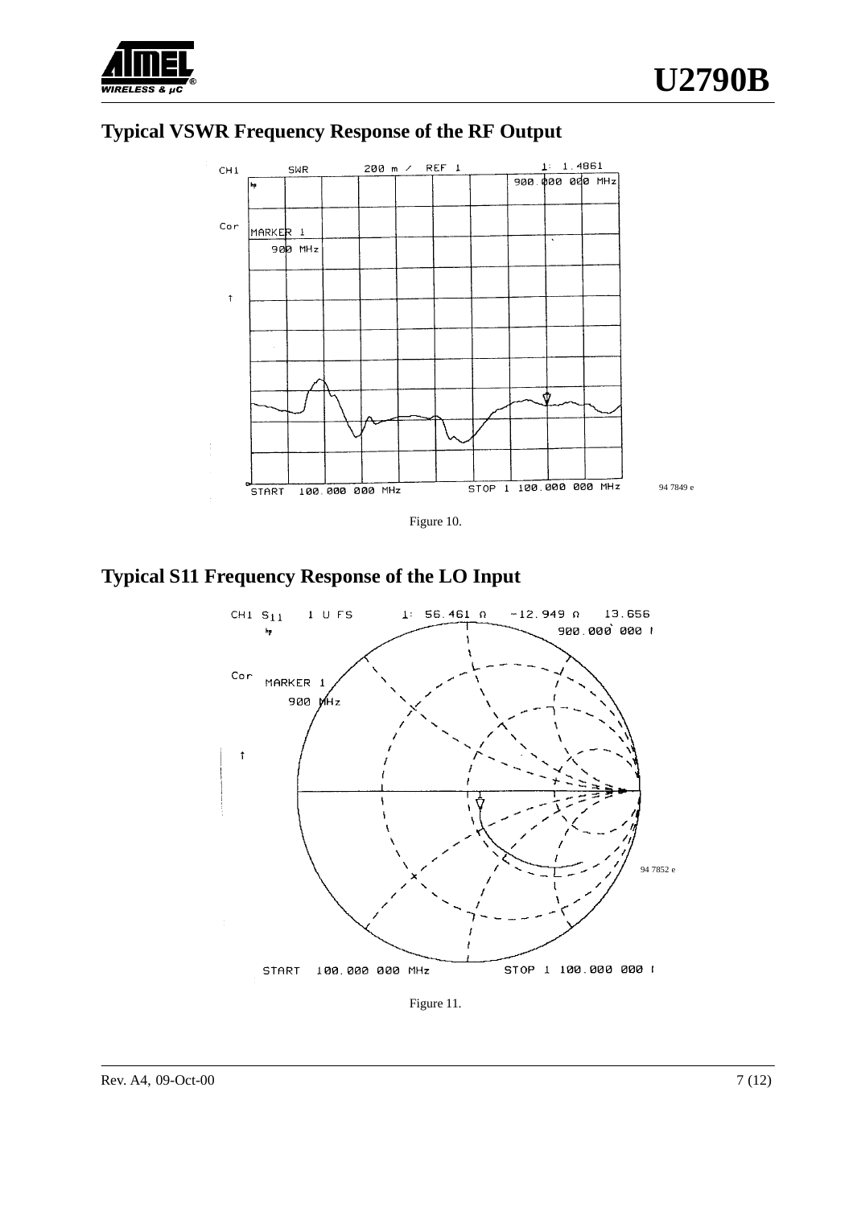## Typical VSWR Frequency Response of the RF Output

Figure 10.

## Typical S11 Frequency Response of the LO Input

Figure 11.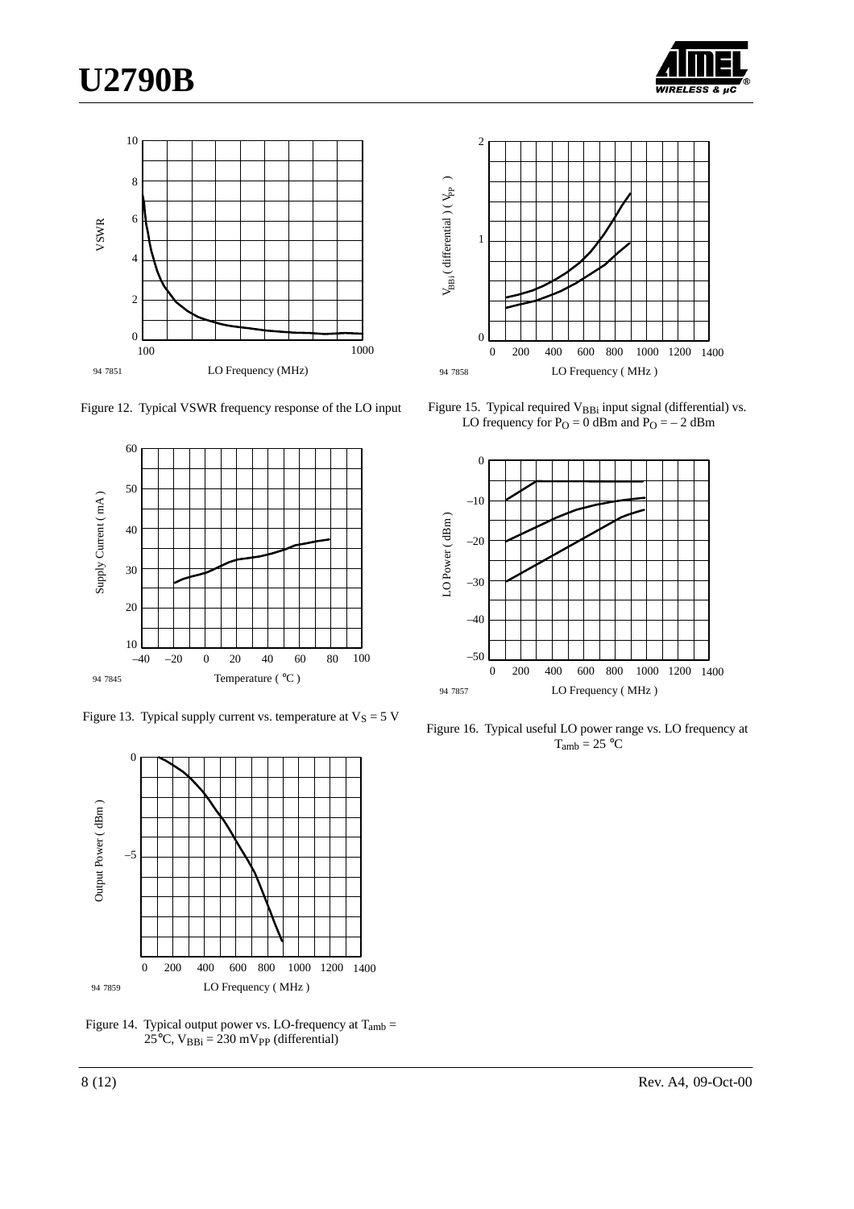Figure 12. Typical VSWR frequency response of the LO input

Figure 13. Typical supply current vs. temperature at $V_S = 5$ V

Figure 14. Typical output power vs. LO-frequency at $T_{amb} = 25°C$, $V_{BBi} = 230$ $mV_{PP}$ (differential)

Figure 15. Typical required $V_{BBi}$ input signal (differential) vs. LO frequency for $P_O = 0$ dBm and $P_O = -2$ dBm

Figure 16. Typical useful LO power range vs. LO frequency at $T_{amb} = 25°C$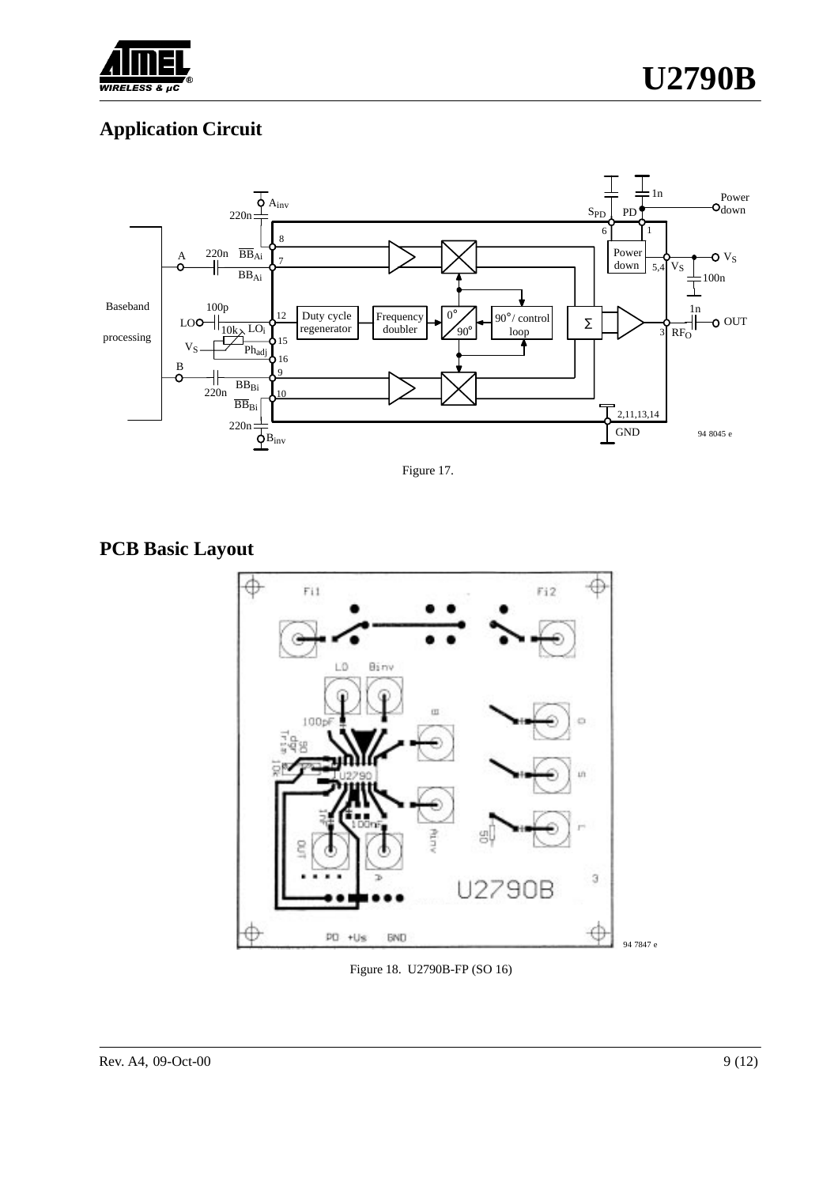## Application Circuit

Figure 17.

## PCB Basic Layout

Figure 18. U2790B-FP (SO 16)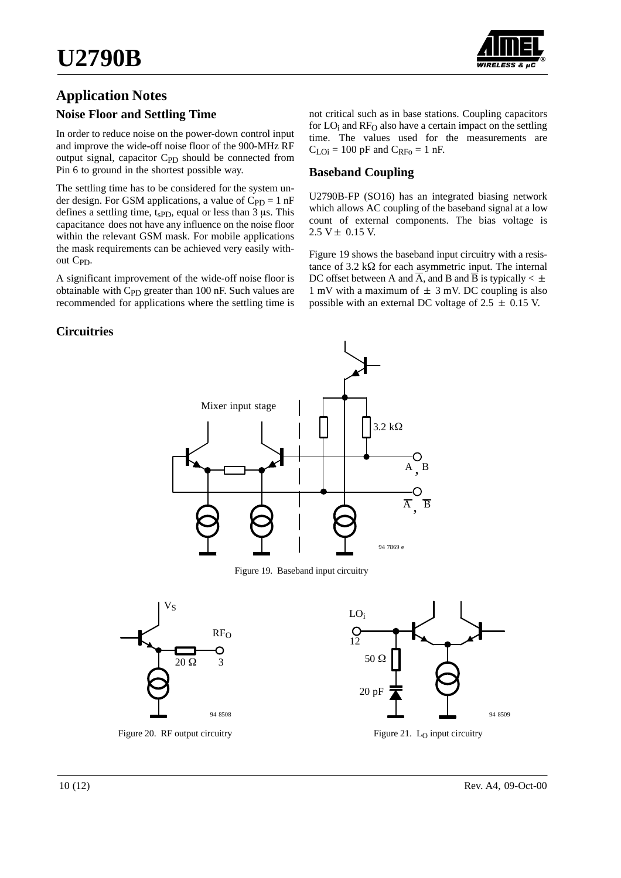## Application Notes

### Noise Floor and Settling Time

In order to reduce noise on the power-down control input and improve the wide-off noise floor of the 900-MHz RF output signal, capacitor $C_{PD}$ should be connected from Pin 6 to ground in the shortest possible way.

The settling time has to be considered for the system under design. For GSM applications, a value of $C_{PD}$ = 1 nF defines a settling time, $t_{sPD}$, equal or less than 3 µs. This capacitance does not have any influence on the noise floor within the relevant GSM mask. For mobile applications the mask requirements can be achieved very easily without $C_{PD}$.

A significant improvement of the wide-off noise floor is obtainable with $C_{PD}$ greater than 100 nF. Such values are recommended for applications where the settling time is not critical such as in base stations. Coupling capacitors for $LO_i$ and $RF_O$ also have a certain impact on the settling time. The values used for the measurements are $C_{LOi}$ = 100 pF and $C_{RFo}$ = 1 nF.

### Baseband Coupling

U2790B-FP (SO16) has an integrated biasing network which allows AC coupling of the baseband signal at a low count of external components. The bias voltage is 2.5 V ± 0.15 V.

Figure 19 shows the baseband input circuitry with a resistance of 3.2 kΩ for each asymmetric input. The internal DC offset between A and $\overline{A}$, and B and $\overline{B}$ is typically < ± 1 mV with a maximum of ± 3 mV. DC coupling is also possible with an external DC voltage of 2.5 ± 0.15 V.

### Circuitries

Figure 19. Baseband input circuitry

Figure 20. RF output circuitry

Figure 21. $L_O$ input circuitry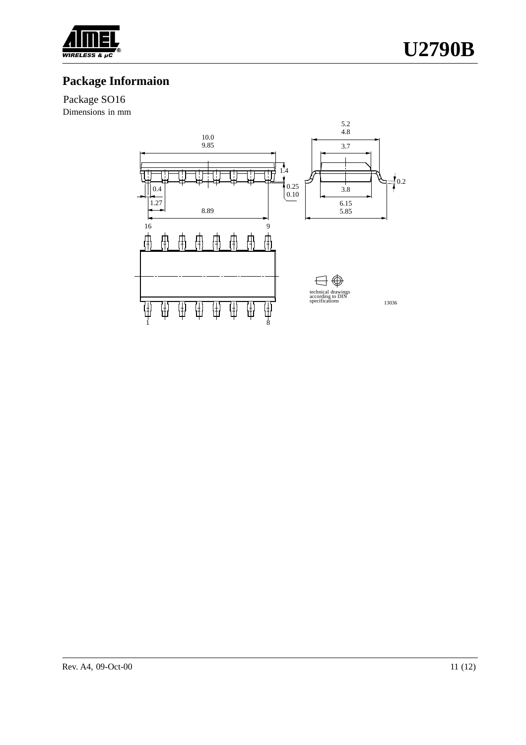## Package Informaion

Package SO16

Dimensions in mm

10.0
9.85

5.2
4.8

3.7

1.4

0.2

0.25
0.10

0.4

3.8

1.27

6.15
5.85

8.89

16 9

1 8

technical drawings according to DIN specifications

13036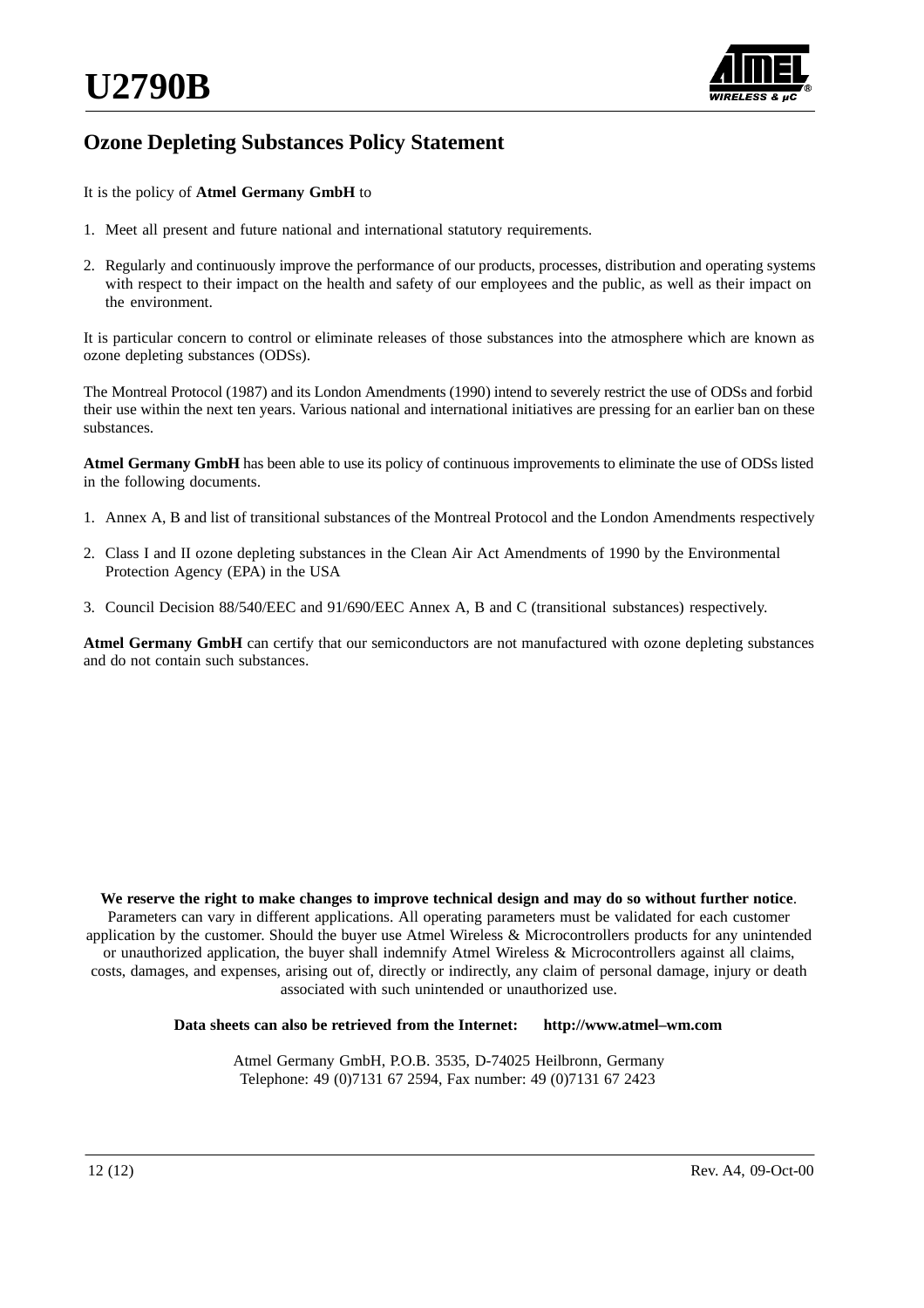## Ozone Depleting Substances Policy Statement

It is the policy of **Atmel Germany GmbH** to

1. Meet all present and future national and international statutory requirements.
2. Regularly and continuously improve the performance of our products, processes, distribution and operating systems with respect to their impact on the health and safety of our employees and the public, as well as their impact on the environment.

It is particular concern to control or eliminate releases of those substances into the atmosphere which are known as ozone depleting substances (ODSs).

The Montreal Protocol (1987) and its London Amendments (1990) intend to severely restrict the use of ODSs and forbid their use within the next ten years. Various national and international initiatives are pressing for an earlier ban on these substances.

**Atmel Germany GmbH** has been able to use its policy of continuous improvements to eliminate the use of ODSs listed in the following documents.

1. Annex A, B and list of transitional substances of the Montreal Protocol and the London Amendments respectively
2. Class I and II ozone depleting substances in the Clean Air Act Amendments of 1990 by the Environmental Protection Agency (EPA) in the USA
3. Council Decision 88/540/EEC and 91/690/EEC Annex A, B and C (transitional substances) respectively.

**Atmel Germany GmbH** can certify that our semiconductors are not manufactured with ozone depleting substances and do not contain such substances.

**We reserve the right to make changes to improve technical design and may do so without further notice**. Parameters can vary in different applications. All operating parameters must be validated for each customer application by the customer. Should the buyer use Atmel Wireless & Microcontrollers products for any unintended or unauthorized application, the buyer shall indemnify Atmel Wireless & Microcontrollers against all claims, costs, damages, and expenses, arising out of, directly or indirectly, any claim of personal damage, injury or death associated with such unintended or unauthorized use.

**Data sheets can also be retrieved from the Internet: http://www.atmel–wm.com**

Atmel Germany GmbH, P.O.B. 3535, D-74025 Heilbronn, Germany
Telephone: 49 (0)7131 67 2594, Fax number: 49 (0)7131 67 2423